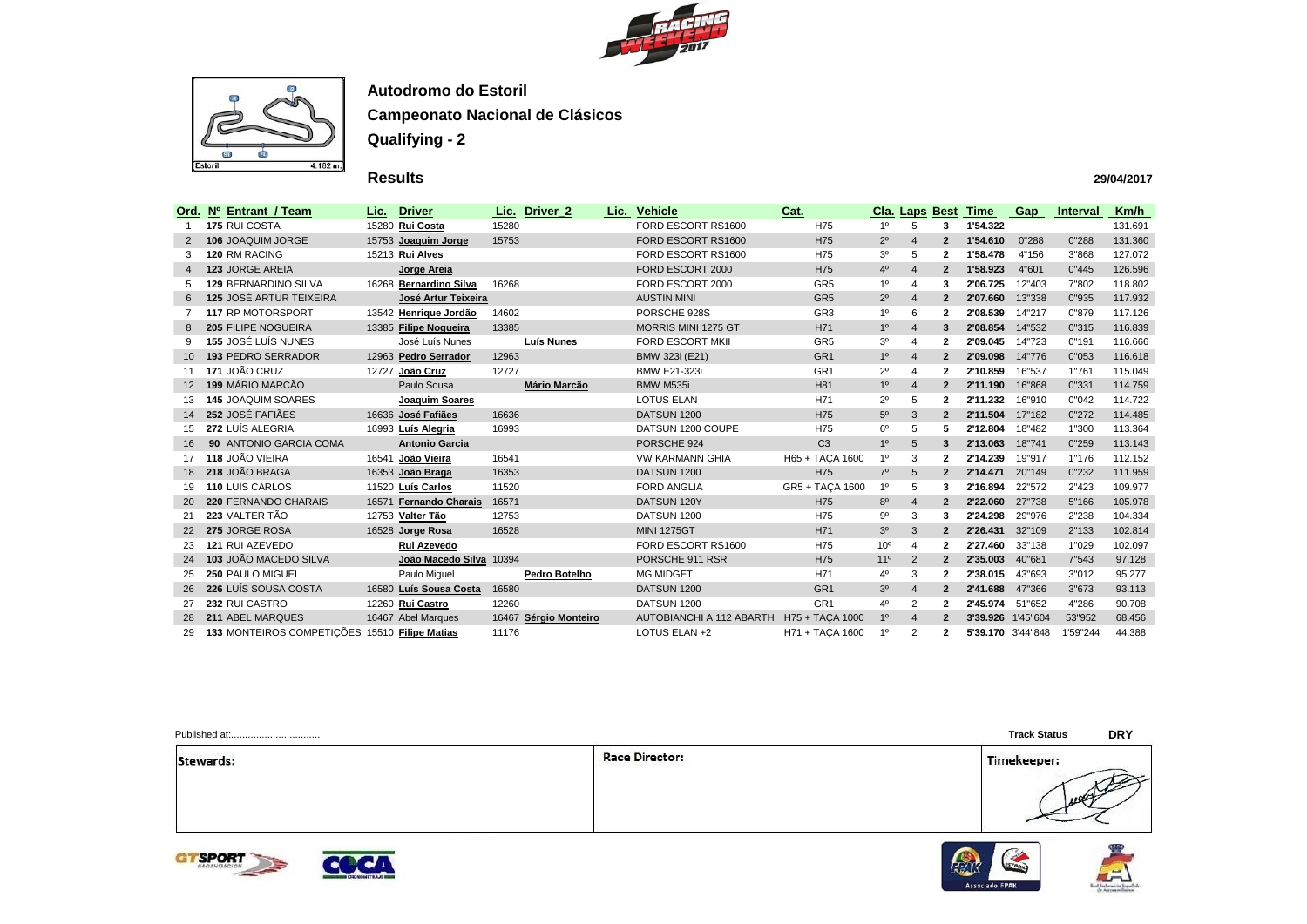## Autodromo do Estoril

## Campeonato Nacional de Clásicos

## Qualifying - 2

### Results

29/04/2017

| Ord. | Nº | Entrant / Team | Lic. | Driver | Lic. | Driver_2 | Lic. | Vehicle | Cat. | Cla. | Laps | Best | Time | Gap | Interval | Km/h |
|---|---|---|---|---|---|---|---|---|---|---|---|---|---|---|---|---|
| 1 | 175 | RUI COSTA | 15280 | Rui Costa | 15280 | | | FORD ESCORT RS1600 | H75 | 1º | 5 | 3 | 1'54.322 | | | 131.691 |
| 2 | 106 | JOAQUIM JORGE | 15753 | Joaquim Jorge | 15753 | | | FORD ESCORT RS1600 | H75 | 2º | 4 | 2 | 1'54.610 | 0"288 | 0"288 | 131.360 |
| 3 | 120 | RM RACING | 15213 | Rui Alves | | | | FORD ESCORT RS1600 | H75 | 3º | 5 | 2 | 1'58.478 | 4"156 | 3"868 | 127.072 |
| 4 | 123 | JORGE AREIA | | Jorge Areia | | | | FORD ESCORT 2000 | H75 | 4º | 4 | 2 | 1'58.923 | 4"601 | 0"445 | 126.596 |
| 5 | 129 | BERNARDINO SILVA | 16268 | Bernardino Silva | 16268 | | | FORD ESCORT 2000 | GR5 | 1º | 4 | 3 | 2'06.725 | 12"403 | 7"802 | 118.802 |
| 6 | 125 | JOSÉ ARTUR TEIXEIRA | | José Artur Teixeira | | | | AUSTIN MINI | GR5 | 2º | 4 | 2 | 2'07.660 | 13"338 | 0"935 | 117.932 |
| 7 | 117 | RP MOTORSPORT | 13542 | Henrique Jordão | 14602 | | | PORSCHE 928S | GR3 | 1º | 6 | 2 | 2'08.539 | 14"217 | 0"879 | 117.126 |
| 8 | 205 | FILIPE NOGUEIRA | 13385 | Filipe Nogueira | 13385 | | | MORRIS MINI 1275 GT | H71 | 1º | 4 | 3 | 2'08.854 | 14"532 | 0"315 | 116.839 |
| 9 | 155 | JOSÉ LUÍS NUNES | | José Luís Nunes | | Luís Nunes | | FORD ESCORT MKII | GR5 | 3º | 4 | 2 | 2'09.045 | 14"723 | 0"191 | 116.666 |
| 10 | 193 | PEDRO SERRADOR | 12963 | Pedro Serrador | 12963 | | | BMW 323i (E21) | GR1 | 1º | 4 | 2 | 2'09.098 | 14"776 | 0"053 | 116.618 |
| 11 | 171 | JOÃO CRUZ | 12727 | João Cruz | 12727 | | | BMW E21-323i | GR1 | 2º | 4 | 2 | 2'10.859 | 16"537 | 1"761 | 115.049 |
| 12 | 199 | MÁRIO MARCÃO | | Paulo Sousa | | Mário Marcão | | BMW M535i | H81 | 1º | 4 | 2 | 2'11.190 | 16"868 | 0"331 | 114.759 |
| 13 | 145 | JOAQUIM SOARES | | Joaquim Soares | | | | LOTUS ELAN | H71 | 2º | 5 | 2 | 2'11.232 | 16"910 | 0"042 | 114.722 |
| 14 | 252 | JOSÉ FAFIÃES | 16636 | José Fafiães | 16636 | | | DATSUN 1200 | H75 | 5º | 3 | 2 | 2'11.504 | 17"182 | 0"272 | 114.485 |
| 15 | 272 | LUÍS ALEGRIA | 16993 | Luís Alegria | 16993 | | | DATSUN 1200 COUPE | H75 | 6º | 5 | 5 | 2'12.804 | 18"482 | 1"300 | 113.364 |
| 16 | 90 | ANTONIO GARCIA COMA | | Antonio Garcia | | | | PORSCHE 924 | C3 | 1º | 5 | 3 | 2'13.063 | 18"741 | 0"259 | 113.143 |
| 17 | 118 | JOÃO VIEIRA | 16541 | João Vieira | 16541 | | | VW KARMANN GHIA | H65 + TAÇA 1600 | 1º | 3 | 2 | 2'14.239 | 19"917 | 1"176 | 112.152 |
| 18 | 218 | JOÃO BRAGA | 16353 | João Braga | 16353 | | | DATSUN 1200 | H75 | 7º | 5 | 2 | 2'14.471 | 20"149 | 0"232 | 111.959 |
| 19 | 110 | LUÍS CARLOS | 11520 | Luís Carlos | 11520 | | | FORD ANGLIA | GR5 + TAÇA 1600 | 1º | 5 | 3 | 2'16.894 | 22"572 | 2"423 | 109.977 |
| 20 | 220 | FERNANDO CHARAIS | 16571 | Fernando Charais | 16571 | | | DATSUN 120Y | H75 | 8º | 4 | 2 | 2'22.060 | 27"738 | 5"166 | 105.978 |
| 21 | 223 | VALTER TÃO | 12753 | Valter Tão | 12753 | | | DATSUN 1200 | H75 | 9º | 3 | 3 | 2'24.298 | 29"976 | 2"238 | 104.334 |
| 22 | 275 | JORGE ROSA | 16528 | Jorge Rosa | 16528 | | | MINI 1275GT | H71 | 3º | 3 | 2 | 2'26.431 | 32"109 | 2"133 | 102.814 |
| 23 | 121 | RUI AZEVEDO | | Rui Azevedo | | | | FORD ESCORT RS1600 | H75 | 10º | 4 | 2 | 2'27.460 | 33"138 | 1"029 | 102.097 |
| 24 | 103 | JOÃO MACEDO SILVA | | João Macedo Silva | 10394 | | | PORSCHE 911 RSR | H75 | 11º | 2 | 2 | 2'35.003 | 40"681 | 7"543 | 97.128 |
| 25 | 250 | PAULO MIGUEL | | Paulo Miguel | | Pedro Botelho | | MG MIDGET | H71 | 4º | 3 | 2 | 2'38.015 | 43"693 | 3"012 | 95.277 |
| 26 | 226 | LUÍS SOUSA COSTA | 16580 | Luís Sousa Costa | 16580 | | | DATSUN 1200 | GR1 | 3º | 4 | 2 | 2'41.688 | 47"366 | 3"673 | 93.113 |
| 27 | 232 | RUI CASTRO | 12260 | Rui Castro | 12260 | | | DATSUN 1200 | GR1 | 4º | 2 | 2 | 2'45.974 | 51"652 | 4"286 | 90.708 |
| 28 | 211 | ABEL MARQUES | 16467 | Abel Marques | 16467 | Sérgio Monteiro | | AUTOBIANCHI A 112 ABARTH | H75 + TAÇA 1000 | 1º | 4 | 2 | 3'39.926 | 1'45"604 | 53"952 | 68.456 |
| 29 | 133 | MONTEIROS COMPETIÇÕES | 15510 | Filipe Matias | 11176 | | | LOTUS ELAN +2 | H71 + TAÇA 1600 | 1º | 2 | 2 | 5'39.170 | 3'44"848 | 1'59"244 | 44.388 |

Published at:................................

Track Status DRY

| Stewards: | Race Director: | Timekeeper: |
|---|---|---|
| | | |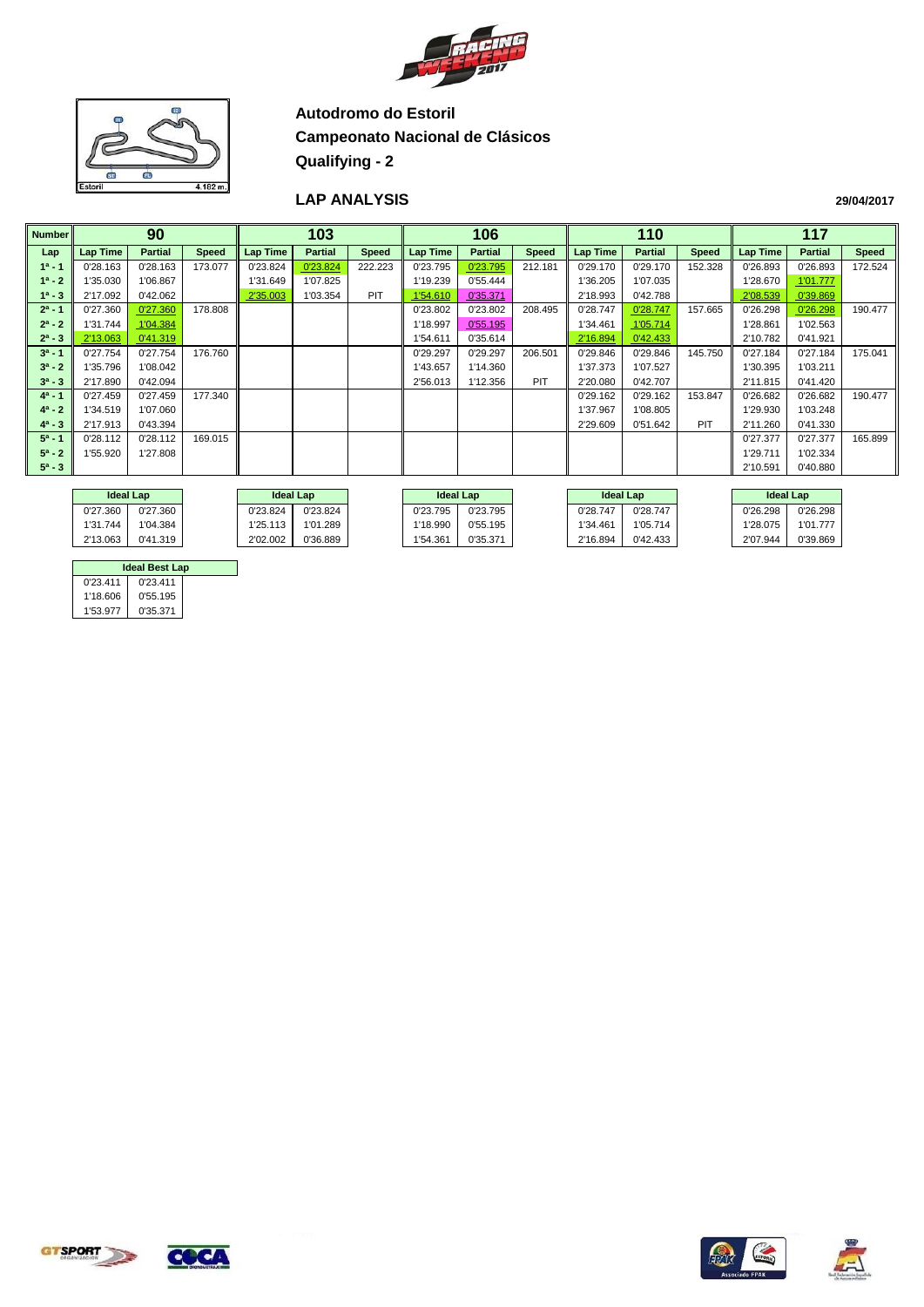**Autodromo do Estoril**

**Campeonato Nacional de Clásicos**

**Qualifying - 2**

## LAP ANALYSIS

**29/04/2017**

| Number | 90 | | | 103 | | | 106 | | | 110 | | | 117 | | |
|---|---|---|---|---|---|---|---|---|---|---|---|---|---|---|---|
| Lap | Lap Time | Partial | Speed | Lap Time | Partial | Speed | Lap Time | Partial | Speed | Lap Time | Partial | Speed | Lap Time | Partial | Speed |
| 1ª - 1 | 0'28.163 | 0'28.163 | 173.077 | 0'23.824 | 0'23.824 | 222.223 | 0'23.795 | 0'23.795 | 212.181 | 0'29.170 | 0'29.170 | 152.328 | 0'26.893 | 0'26.893 | 172.524 |
| 1ª - 2 | 1'35.030 | 1'06.867 | | 1'31.649 | 1'07.825 | | 1'19.239 | 0'55.444 | | 1'36.205 | 1'07.035 | | 1'28.670 | 1'01.777 | |
| 1ª - 3 | 2'17.092 | 0'42.062 | | 2'35.003 | 1'03.354 | PIT | 1'54.610 | 0'35.371 | | 2'18.993 | 0'42.788 | | 2'08.539 | 0'39.869 | |
| 2ª - 1 | 0'27.360 | 0'27.360 | 178.808 | | | | 0'23.802 | 0'23.802 | 208.495 | 0'28.747 | 0'28.747 | 157.665 | 0'26.298 | 0'26.298 | 190.477 |
| 2ª - 2 | 1'31.744 | 1'04.384 | | | | | 1'18.997 | 0'55.195 | | 1'34.461 | 1'05.714 | | 1'28.861 | 1'02.563 | |
| 2ª - 3 | 2'13.063 | 0'41.319 | | | | | 1'54.611 | 0'35.614 | | 2'16.894 | 0'42.433 | | 2'10.782 | 0'41.921 | |
| 3ª - 1 | 0'27.754 | 0'27.754 | 176.760 | | | | 0'29.297 | 0'29.297 | 206.501 | 0'29.846 | 0'29.846 | 145.750 | 0'27.184 | 0'27.184 | 175.041 |
| 3ª - 2 | 1'35.796 | 1'08.042 | | | | | 1'43.657 | 1'14.360 | | 1'37.373 | 1'07.527 | | 1'30.395 | 1'03.211 | |
| 3ª - 3 | 2'17.890 | 0'42.094 | | | | | 2'56.013 | 1'12.356 | PIT | 2'20.080 | 0'42.707 | | 2'11.815 | 0'41.420 | |
| 4ª - 1 | 0'27.459 | 0'27.459 | 177.340 | | | | | | | 0'29.162 | 0'29.162 | 153.847 | 0'26.682 | 0'26.682 | 190.477 |
| 4ª - 2 | 1'34.519 | 1'07.060 | | | | | | | | 1'37.967 | 1'08.805 | | 1'29.930 | 1'03.248 | |
| 4ª - 3 | 2'17.913 | 0'43.394 | | | | | | | | 2'29.609 | 0'51.642 | PIT | 2'11.260 | 0'41.330 | |
| 5ª - 1 | 0'28.112 | 0'28.112 | 169.015 | | | | | | | | | | 0'27.377 | 0'27.377 | 165.899 |
| 5ª - 2 | 1'55.920 | 1'27.808 | | | | | | | | | | | 1'29.711 | 1'02.334 | |
| 5ª - 3 | | | | | | | | | | | | | 2'10.591 | 0'40.880 | |

| Ideal Lap (90) | | Ideal Lap (103) | | Ideal Lap (106) | | Ideal Lap (110) | | Ideal Lap (117) | |
|---|---|---|---|---|---|---|---|---|---|
| 0'27.360 | 0'27.360 | 0'23.824 | 0'23.824 | 0'23.795 | 0'23.795 | 0'28.747 | 0'28.747 | 0'26.298 | 0'26.298 |
| 1'31.744 | 1'04.384 | 1'25.113 | 1'01.289 | 1'18.990 | 0'55.195 | 1'34.461 | 1'05.714 | 1'28.075 | 1'01.777 |
| 2'13.063 | 0'41.319 | 2'02.002 | 0'36.889 | 1'54.361 | 0'35.371 | 2'16.894 | 0'42.433 | 2'07.944 | 0'39.869 |

| Ideal Best Lap | |
|---|---|
| 0'23.411 | 0'23.411 |
| 1'18.606 | 0'55.195 |
| 1'53.977 | 0'35.371 |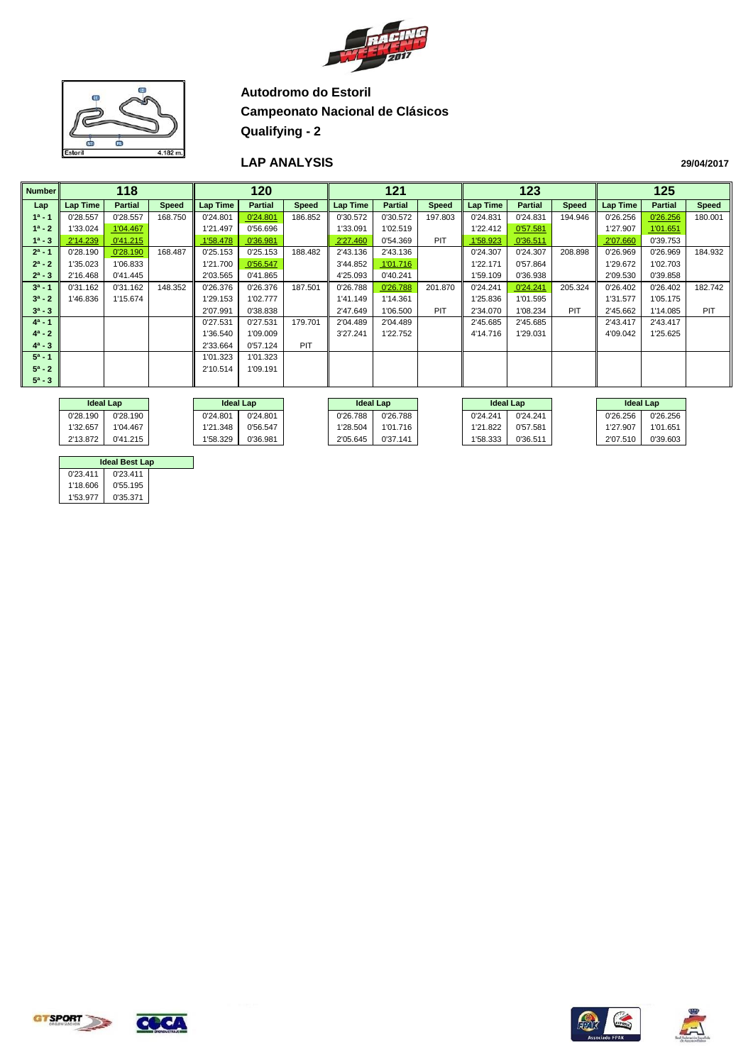**Autodromo do Estoril**

**Campeonato Nacional de Clásicos**

**Qualifying - 2**

**LAP ANALYSIS**

**29/04/2017**

| Number | 118 | | | 120 | | | 121 | | | 123 | | | 125 | | |
|---|---|---|---|---|---|---|---|---|---|---|---|---|---|---|---|
| Lap | Lap Time | Partial | Speed | Lap Time | Partial | Speed | Lap Time | Partial | Speed | Lap Time | Partial | Speed | Lap Time | Partial | Speed |
| 1ª - 1 | 0'28.557 | 0'28.557 | 168.750 | 0'24.801 | 0'24.801 | 186.852 | 0'30.572 | 0'30.572 | 197.803 | 0'24.831 | 0'24.831 | 194.946 | 0'26.256 | 0'26.256 | 180.001 |
| 1ª - 2 | 1'33.024 | 1'04.467 | | 1'21.497 | 0'56.696 | | 1'33.091 | 1'02.519 | | 1'22.412 | 0'57.581 | | 1'27.907 | 1'01.651 | |
| 1ª - 3 | 2'14.239 | 0'41.215 | | 1'58.478 | 0'36.981 | | 2'27.460 | 0'54.369 | PIT | 1'58.923 | 0'36.511 | | 2'07.660 | 0'39.753 | |
| 2ª - 1 | 0'28.190 | 0'28.190 | 168.487 | 0'25.153 | 0'25.153 | 188.482 | 2'43.136 | 2'43.136 | | 0'24.307 | 0'24.307 | 208.898 | 0'26.969 | 0'26.969 | 184.932 |
| 2ª - 2 | 1'35.023 | 1'06.833 | | 1'21.700 | 0'56.547 | | 3'44.852 | 1'01.716 | | 1'22.171 | 0'57.864 | | 1'29.672 | 1'02.703 | |
| 2ª - 3 | 2'16.468 | 0'41.445 | | 2'03.565 | 0'41.865 | | 4'25.093 | 0'40.241 | | 1'59.109 | 0'36.938 | | 2'09.530 | 0'39.858 | |
| 3ª - 1 | 0'31.162 | 0'31.162 | 148.352 | 0'26.376 | 0'26.376 | 187.501 | 0'26.788 | 0'26.788 | 201.870 | 0'24.241 | 0'24.241 | 205.324 | 0'26.402 | 0'26.402 | 182.742 |
| 3ª - 2 | 1'46.836 | 1'15.674 | | 1'29.153 | 1'02.777 | | 1'41.149 | 1'14.361 | | 1'25.836 | 1'01.595 | | 1'31.577 | 1'05.175 | |
| 3ª - 3 | | | | 2'07.991 | 0'38.838 | | 2'47.649 | 1'06.500 | PIT | 2'34.070 | 1'08.234 | PIT | 2'45.662 | 1'14.085 | PIT |
| 4ª - 1 | | | | 0'27.531 | 0'27.531 | 179.701 | 2'04.489 | 2'04.489 | | 2'45.685 | 2'45.685 | | 2'43.417 | 2'43.417 | |
| 4ª - 2 | | | | 1'36.540 | 1'09.009 | | 3'27.241 | 1'22.752 | | 4'14.716 | 1'29.031 | | 4'09.042 | 1'25.625 | |
| 4ª - 3 | | | | 2'33.664 | 0'57.124 | PIT | | | | | | | | | |
| 5ª - 1 | | | | 1'01.323 | 1'01.323 | | | | | | | | | | |
| 5ª - 2 | | | | 2'10.514 | 1'09.191 | | | | | | | | | | |
| 5ª - 3 | | | | | | | | | | | | | | | |

| Ideal Lap 118 | | Ideal Lap 120 | | Ideal Lap 121 | | Ideal Lap 123 | | Ideal Lap 125 | |
|---|---|---|---|---|---|---|---|---|---|
| 0'28.190 | 0'28.190 | 0'24.801 | 0'24.801 | 0'26.788 | 0'26.788 | 0'24.241 | 0'24.241 | 0'26.256 | 0'26.256 |
| 1'32.657 | 1'04.467 | 1'21.348 | 0'56.547 | 1'28.504 | 1'01.716 | 1'21.822 | 0'57.581 | 1'27.907 | 1'01.651 |
| 2'13.872 | 0'41.215 | 1'58.329 | 0'36.981 | 2'05.645 | 0'37.141 | 1'58.333 | 0'36.511 | 2'07.510 | 0'39.603 |

| Ideal Best Lap | |
|---|---|
| 0'23.411 | 0'23.411 |
| 1'18.606 | 0'55.195 |
| 1'53.977 | 0'35.371 |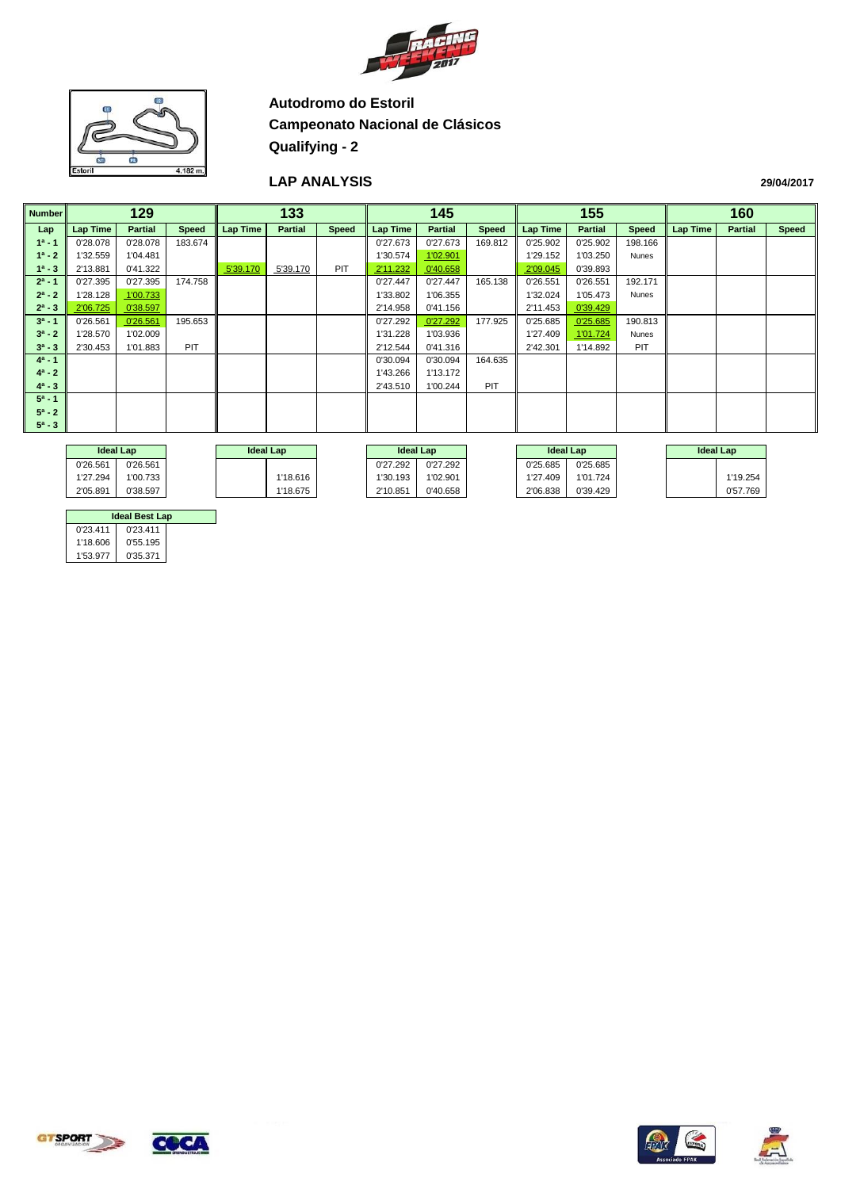Autodromo do Estoril

Campeonato Nacional de Clásicos

Qualifying - 2

## LAP ANALYSIS

29/04/2017

| Number | 129 | | | 133 | | | 145 | | | 155 | | | 160 | | |
|---|---|---|---|---|---|---|---|---|---|---|---|---|---|---|---|
| Lap | Lap Time | Partial | Speed | Lap Time | Partial | Speed | Lap Time | Partial | Speed | Lap Time | Partial | Speed | Lap Time | Partial | Speed |
| 1ª - 1 | 0'28.078 | 0'28.078 | 183.674 | | | | 0'27.673 | 0'27.673 | 169.812 | 0'25.902 | 0'25.902 | 198.166 | | | |
| 1ª - 2 | 1'32.559 | 1'04.481 | | | | | 1'30.574 | 1'02.901 | | 1'29.152 | 1'03.250 | Nunes | | | |
| 1ª - 3 | 2'13.881 | 0'41.322 | | 5'39.170 | 5'39.170 | PIT | 2'11.232 | 0'40.658 | | 2'09.045 | 0'39.893 | | | | |
| 2ª - 1 | 0'27.395 | 0'27.395 | 174.758 | | | | 0'27.447 | 0'27.447 | 165.138 | 0'26.551 | 0'26.551 | 192.171 | | | |
| 2ª - 2 | 1'28.128 | 1'00.733 | | | | | 1'33.802 | 1'06.355 | | 1'32.024 | 1'05.473 | Nunes | | | |
| 2ª - 3 | 2'06.725 | 0'38.597 | | | | | 2'14.958 | 0'41.156 | | 2'11.453 | 0'39.429 | | | | |
| 3ª - 1 | 0'26.561 | 0'26.561 | 195.653 | | | | 0'27.292 | 0'27.292 | 177.925 | 0'25.685 | 0'25.685 | 190.813 | | | |
| 3ª - 2 | 1'28.570 | 1'02.009 | | | | | 1'31.228 | 1'03.936 | | 1'27.409 | 1'01.724 | Nunes | | | |
| 3ª - 3 | 2'30.453 | 1'01.883 | PIT | | | | 2'12.544 | 0'41.316 | | 2'42.301 | 1'14.892 | PIT | | | |
| 4ª - 1 | | | | | | | 0'30.094 | 0'30.094 | 164.635 | | | | | | |
| 4ª - 2 | | | | | | | 1'43.266 | 1'13.172 | | | | | | | |
| 4ª - 3 | | | | | | | 2'43.510 | 1'00.244 | PIT | | | | | | |
| 5ª - 1 | | | | | | | | | | | | | | | |
| 5ª - 2 | | | | | | | | | | | | | | | |
| 5ª - 3 | | | | | | | | | | | | | | | |

| Ideal Lap 129 | | Ideal Lap 133 | | Ideal Lap 145 | | Ideal Lap 155 | | Ideal Lap 160 | |
|---|---|---|---|---|---|---|---|---|---|
| 0'26.561 | 0'26.561 | | | 0'27.292 | 0'27.292 | 0'25.685 | 0'25.685 | | |
| 1'27.294 | 1'00.733 | | 1'18.616 | 1'30.193 | 1'02.901 | 1'27.409 | 1'01.724 | | 1'19.254 |
| 2'05.891 | 0'38.597 | | 1'18.675 | 2'10.851 | 0'40.658 | 2'06.838 | 0'39.429 | | 0'57.769 |

| Ideal Best Lap | |
|---|---|
| 0'23.411 | 0'23.411 |
| 1'18.606 | 0'55.195 |
| 1'53.977 | 0'35.371 |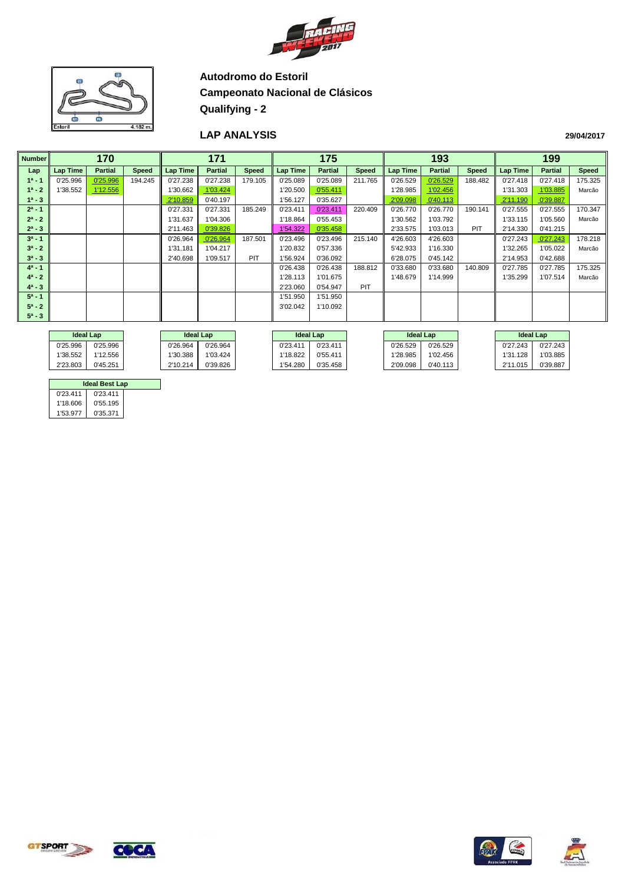**Autodromo do Estoril**

**Campeonato Nacional de Clásicos**

**Qualifying - 2**

## LAP ANALYSIS

29/04/2017

| Number | 170 | | | 171 | | | 175 | | | 193 | | | 199 | | |
|---|---|---|---|---|---|---|---|---|---|---|---|---|---|---|---|
| Lap | Lap Time | Partial | Speed | Lap Time | Partial | Speed | Lap Time | Partial | Speed | Lap Time | Partial | Speed | Lap Time | Partial | Speed |
| 1ª - 1 | 0'25.996 | 0'25.996 | 194.245 | 0'27.238 | 0'27.238 | 179.105 | 0'25.089 | 0'25.089 | 211.765 | 0'26.529 | 0'26.529 | 188.482 | 0'27.418 | 0'27.418 | 175.325 |
| 1ª - 2 | 1'38.552 | 1'12.556 | | 1'30.662 | 1'03.424 | | 1'20.500 | 0'55.411 | | 1'28.985 | 1'02.456 | | 1'31.303 | 1'03.885 | Marcão |
| 1ª - 3 | | | | 2'10.859 | 0'40.197 | | 1'56.127 | 0'35.627 | | 2'09.098 | 0'40.113 | | 2'11.190 | 0'39.887 | |
| 2ª - 1 | | | | 0'27.331 | 0'27.331 | 185.249 | 0'23.411 | 0'23.411 | 220.409 | 0'26.770 | 0'26.770 | 190.141 | 0'27.555 | 0'27.555 | 170.347 |
| 2ª - 2 | | | | 1'31.637 | 1'04.306 | | 1'18.864 | 0'55.453 | | 1'30.562 | 1'03.792 | | 1'33.115 | 1'05.560 | Marcão |
| 2ª - 3 | | | | 2'11.463 | 0'39.826 | | 1'54.322 | 0'35.458 | | 2'33.575 | 1'03.013 | PIT | 2'14.330 | 0'41.215 | |
| 3ª - 1 | | | | 0'26.964 | 0'26.964 | 187.501 | 0'23.496 | 0'23.496 | 215.140 | 4'26.603 | 4'26.603 | | 0'27.243 | 0'27.243 | 178.218 |
| 3ª - 2 | | | | 1'31.181 | 1'04.217 | | 1'20.832 | 0'57.336 | | 5'42.933 | 1'16.330 | | 1'32.265 | 1'05.022 | Marcão |
| 3ª - 3 | | | | 2'40.698 | 1'09.517 | PIT | 1'56.924 | 0'36.092 | | 6'28.075 | 0'45.142 | | 2'14.953 | 0'42.688 | |
| 4ª - 1 | | | | | | | 0'26.438 | 0'26.438 | 188.812 | 0'33.680 | 0'33.680 | 140.809 | 0'27.785 | 0'27.785 | 175.325 |
| 4ª - 2 | | | | | | | 1'28.113 | 1'01.675 | | 1'48.679 | 1'14.999 | | 1'35.299 | 1'07.514 | Marcão |
| 4ª - 3 | | | | | | | 2'23.060 | 0'54.947 | PIT | | | | | | |
| 5ª - 1 | | | | | | | 1'51.950 | 1'51.950 | | | | | | | |
| 5ª - 2 | | | | | | | 3'02.042 | 1'10.092 | | | | | | | |
| 5ª - 3 | | | | | | | | | | | | | | | |

| Ideal Lap (170) | |
|---|---|
| 0'25.996 | 0'25.996 |
| 1'38.552 | 1'12.556 |
| 2'23.803 | 0'45.251 |

| Ideal Lap (171) | |
|---|---|
| 0'26.964 | 0'26.964 |
| 1'30.388 | 1'03.424 |
| 2'10.214 | 0'39.826 |

| Ideal Lap (175) | |
|---|---|
| 0'23.411 | 0'23.411 |
| 1'18.822 | 0'55.411 |
| 1'54.280 | 0'35.458 |

| Ideal Lap (193) | |
|---|---|
| 0'26.529 | 0'26.529 |
| 1'28.985 | 1'02.456 |
| 2'09.098 | 0'40.113 |

| Ideal Lap (199) | |
|---|---|
| 0'27.243 | 0'27.243 |
| 1'31.128 | 1'03.885 |
| 2'11.015 | 0'39.887 |

| Ideal Best Lap | |
|---|---|
| 0'23.411 | 0'23.411 |
| 1'18.606 | 0'55.195 |
| 1'53.977 | 0'35.371 |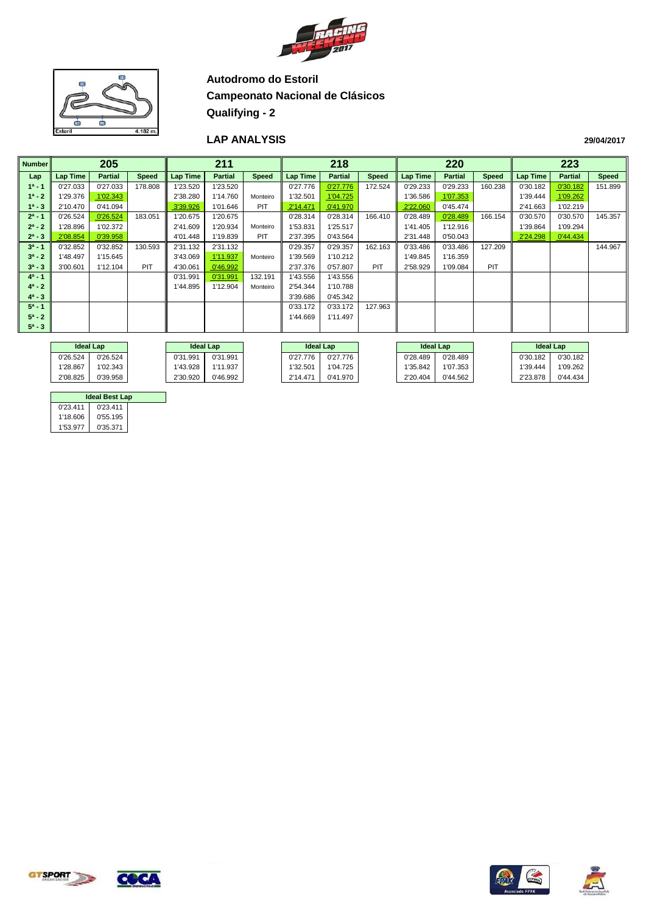**Autodromo do Estoril**

**Campeonato Nacional de Clásicos**

**Qualifying - 2**

## LAP ANALYSIS

**29/04/2017**

| Number | 205 | | | 211 | | | 218 | | | 220 | | | 223 | | |
|---|---|---|---|---|---|---|---|---|---|---|---|---|---|---|---|
| Lap | Lap Time | Partial | Speed | Lap Time | Partial | Speed | Lap Time | Partial | Speed | Lap Time | Partial | Speed | Lap Time | Partial | Speed |
| 1ª - 1 | 0'27.033 | 0'27.033 | 178.808 | 1'23.520 | 1'23.520 | | 0'27.776 | 0'27.776 | 172.524 | 0'29.233 | 0'29.233 | 160.238 | 0'30.182 | 0'30.182 | 151.899 |
| 1ª - 2 | 1'29.376 | 1'02.343 | | 2'38.280 | 1'14.760 | Monteiro | 1'32.501 | 1'04.725 | | 1'36.586 | 1'07.353 | | 1'39.444 | 1'09.262 | |
| 1ª - 3 | 2'10.470 | 0'41.094 | | 3'39.926 | 1'01.646 | PIT | 2'14.471 | 0'41.970 | | 2'22.060 | 0'45.474 | | 2'41.663 | 1'02.219 | |
| 2ª - 1 | 0'26.524 | 0'26.524 | 183.051 | 1'20.675 | 1'20.675 | | 0'28.314 | 0'28.314 | 166.410 | 0'28.489 | 0'28.489 | 166.154 | 0'30.570 | 0'30.570 | 145.357 |
| 2ª - 2 | 1'28.896 | 1'02.372 | | 2'41.609 | 1'20.934 | Monteiro | 1'53.831 | 1'25.517 | | 1'41.405 | 1'12.916 | | 1'39.864 | 1'09.294 | |
| 2ª - 3 | 2'08.854 | 0'39.958 | | 4'01.448 | 1'19.839 | PIT | 2'37.395 | 0'43.564 | | 2'31.448 | 0'50.043 | | 2'24.298 | 0'44.434 | |
| 3ª - 1 | 0'32.852 | 0'32.852 | 130.593 | 2'31.132 | 2'31.132 | | 0'29.357 | 0'29.357 | 162.163 | 0'33.486 | 0'33.486 | 127.209 | | | 144.967 |
| 3ª - 2 | 1'48.497 | 1'15.645 | | 3'43.069 | 1'11.937 | Monteiro | 1'39.569 | 1'10.212 | | 1'49.845 | 1'16.359 | | | | |
| 3ª - 3 | 3'00.601 | 1'12.104 | PIT | 4'30.061 | 0'46.992 | | 2'37.376 | 0'57.807 | PIT | 2'58.929 | 1'09.084 | PIT | | | |
| 4ª - 1 | | | | 0'31.991 | 0'31.991 | 132.191 | 1'43.556 | 1'43.556 | | | | | | | |
| 4ª - 2 | | | | 1'44.895 | 1'12.904 | Monteiro | 2'54.344 | 1'10.788 | | | | | | | |
| 4ª - 3 | | | | | | | 3'39.686 | 0'45.342 | | | | | | | |
| 5ª - 1 | | | | | | | 0'33.172 | 0'33.172 | 127.963 | | | | | | |
| 5ª - 2 | | | | | | | 1'44.669 | 1'11.497 | | | | | | | |
| 5ª - 3 | | | | | | | | | | | | | | | |

| Ideal Lap (205) | |
|---|---|
| 0'26.524 | 0'26.524 |
| 1'28.867 | 1'02.343 |
| 2'08.825 | 0'39.958 |

| Ideal Lap (211) | |
|---|---|
| 0'31.991 | 0'31.991 |
| 1'43.928 | 1'11.937 |
| 2'30.920 | 0'46.992 |

| Ideal Lap (218) | |
|---|---|
| 0'27.776 | 0'27.776 |
| 1'32.501 | 1'04.725 |
| 2'14.471 | 0'41.970 |

| Ideal Lap (220) | |
|---|---|
| 0'28.489 | 0'28.489 |
| 1'35.842 | 1'07.353 |
| 2'20.404 | 0'44.562 |

| Ideal Lap (223) | |
|---|---|
| 0'30.182 | 0'30.182 |
| 1'39.444 | 1'09.262 |
| 2'23.878 | 0'44.434 |

| Ideal Best Lap | |
|---|---|
| 0'23.411 | 0'23.411 |
| 1'18.606 | 0'55.195 |
| 1'53.977 | 0'35.371 |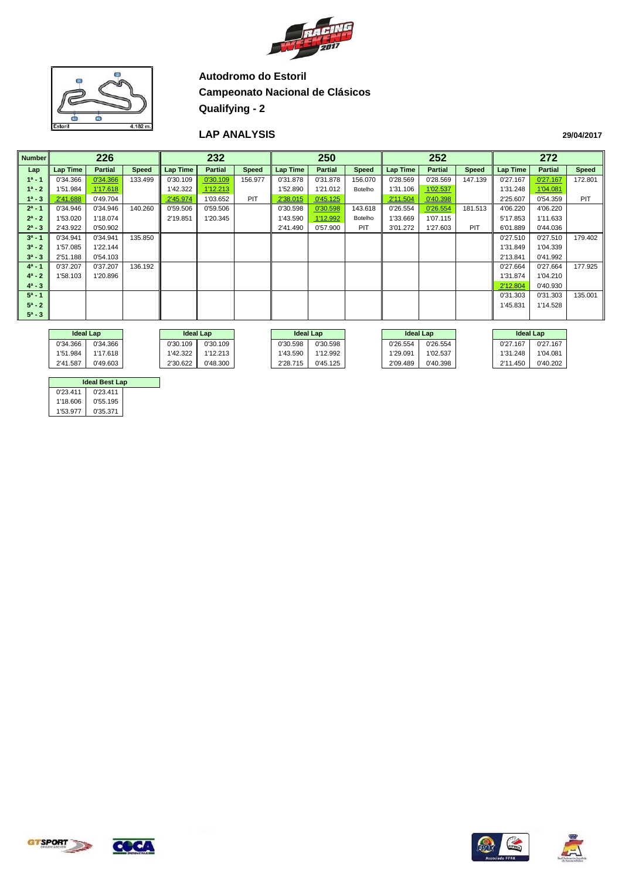**Autodromo do Estoril**

**Campeonato Nacional de Clásicos**

**Qualifying - 2**

## LAP ANALYSIS

**29/04/2017**

| Number | 226 | | | 232 | | | 250 | | | 252 | | | 272 | | |
|---|---|---|---|---|---|---|---|---|---|---|---|---|---|---|---|
| Lap | Lap Time | Partial | Speed | Lap Time | Partial | Speed | Lap Time | Partial | Speed | Lap Time | Partial | Speed | Lap Time | Partial | Speed |
| 1ª - 1 | 0'34.366 | 0'34.366 | 133.499 | 0'30.109 | 0'30.109 | 156.977 | 0'31.878 | 0'31.878 | 156.070 | 0'28.569 | 0'28.569 | 147.139 | 0'27.167 | 0'27.167 | 172.801 |
| 1ª - 2 | 1'51.984 | 1'17.618 | | 1'42.322 | 1'12.213 | | 1'52.890 | 1'21.012 | Botelho | 1'31.106 | 1'02.537 | | 1'31.248 | 1'04.081 | |
| 1ª - 3 | 2'41.688 | 0'49.704 | | 2'45.974 | 1'03.652 | PIT | 2'38.015 | 0'45.125 | | 2'11.504 | 0'40.398 | | 2'25.607 | 0'54.359 | PIT |
| 2ª - 1 | 0'34.946 | 0'34.946 | 140.260 | 0'59.506 | 0'59.506 | | 0'30.598 | 0'30.598 | 143.618 | 0'26.554 | 0'26.554 | 181.513 | 4'06.220 | 4'06.220 | |
| 2ª - 2 | 1'53.020 | 1'18.074 | | 2'19.851 | 1'20.345 | | 1'43.590 | 1'12.992 | Botelho | 1'33.669 | 1'07.115 | | 5'17.853 | 1'11.633 | |
| 2ª - 3 | 2'43.922 | 0'50.902 | | | | | 2'41.490 | 0'57.900 | PIT | 3'01.272 | 1'27.603 | PIT | 6'01.889 | 0'44.036 | |
| 3ª - 1 | 0'34.941 | 0'34.941 | 135.850 | | | | | | | | | | 0'27.510 | 0'27.510 | 179.402 |
| 3ª - 2 | 1'57.085 | 1'22.144 | | | | | | | | | | | 1'31.849 | 1'04.339 | |
| 3ª - 3 | 2'51.188 | 0'54.103 | | | | | | | | | | | 2'13.841 | 0'41.992 | |
| 4ª - 1 | 0'37.207 | 0'37.207 | 136.192 | | | | | | | | | | 0'27.664 | 0'27.664 | 177.925 |
| 4ª - 2 | 1'58.103 | 1'20.896 | | | | | | | | | | | 1'31.874 | 1'04.210 | |
| 4ª - 3 | | | | | | | | | | | | | 2'12.804 | 0'40.930 | |
| 5ª - 1 | | | | | | | | | | | | | 0'31.303 | 0'31.303 | 135.001 |
| 5ª - 2 | | | | | | | | | | | | | 1'45.831 | 1'14.528 | |
| 5ª - 3 | | | | | | | | | | | | | | | |

| Ideal Lap 226 | | Ideal Lap 232 | | Ideal Lap 250 | | Ideal Lap 252 | | Ideal Lap 272 | |
|---|---|---|---|---|---|---|---|---|---|
| 0'34.366 | 0'34.366 | 0'30.109 | 0'30.109 | 0'30.598 | 0'30.598 | 0'26.554 | 0'26.554 | 0'27.167 | 0'27.167 |
| 1'51.984 | 1'17.618 | 1'42.322 | 1'12.213 | 1'43.590 | 1'12.992 | 1'29.091 | 1'02.537 | 1'31.248 | 1'04.081 |
| 2'41.587 | 0'49.603 | 2'30.622 | 0'48.300 | 2'28.715 | 0'45.125 | 2'09.489 | 0'40.398 | 2'11.450 | 0'40.202 |

| Ideal Best Lap | |
|---|---|
| 0'23.411 | 0'23.411 |
| 1'18.606 | 0'55.195 |
| 1'53.977 | 0'35.371 |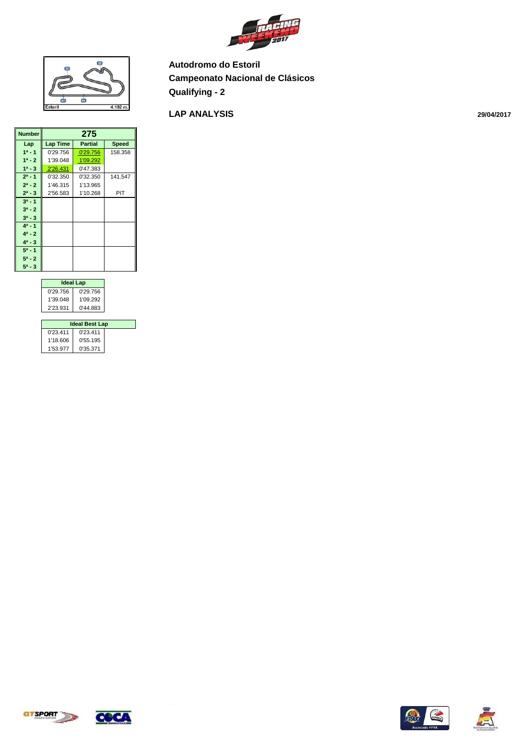**Autodromo do Estoril**

**Campeonato Nacional de Clásicos**

**Qualifying - 2**

## LAP ANALYSIS

**29/04/2017**

| Number | 275 | | |
|---|---|---|---|
| Lap | Lap Time | Partial | Speed |
| 1ª - 1 | 0'29.756 | 0'29.756 | 158.358 |
| 1ª - 2 | 1'39.048 | 1'09.292 | |
| 1ª - 3 | 2'26.431 | 0'47.383 | |
| 2ª - 1 | 0'32.350 | 0'32.350 | 141.547 |
| 2ª - 2 | 1'46.315 | 1'13.965 | |
| 2ª - 3 | 2'56.583 | 1'10.268 | PIT |
| 3ª - 1 | | | |
| 3ª - 2 | | | |
| 3ª - 3 | | | |
| 4ª - 1 | | | |
| 4ª - 2 | | | |
| 4ª - 3 | | | |
| 5ª - 1 | | | |
| 5ª - 2 | | | |
| 5ª - 3 | | | |

| Ideal Lap | |
|---|---|
| 0'29.756 | 0'29.756 |
| 1'39.048 | 1'09.292 |
| 2'23.931 | 0'44.883 |

| Ideal Best Lap | |
|---|---|
| 0'23.411 | 0'23.411 |
| 1'18.606 | 0'55.195 |
| 1'53.977 | 0'35.371 |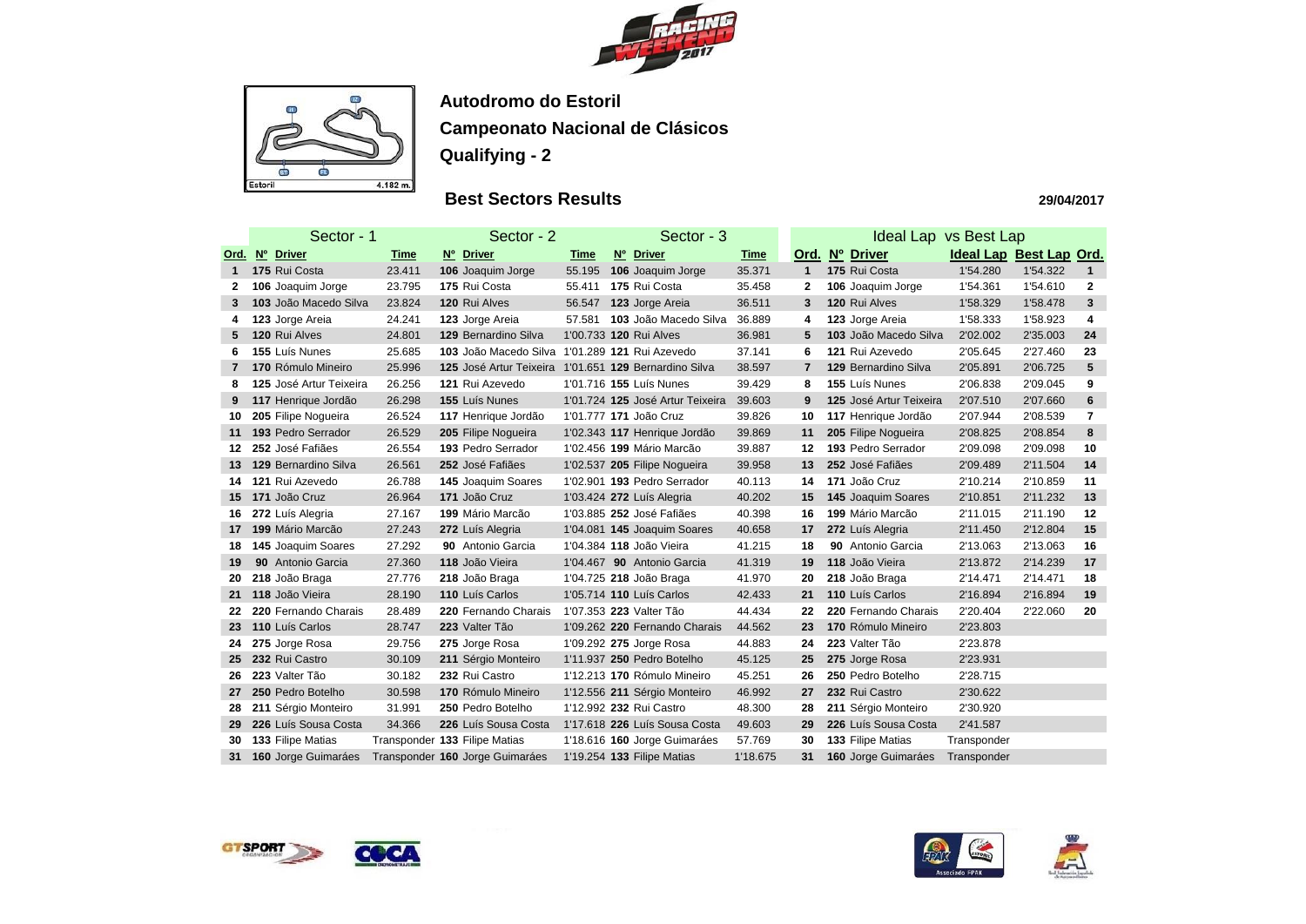**Autodromo do Estoril**

**Campeonato Nacional de Clásicos**

**Qualifying - 2**

**Best Sectors Results**

**29/04/2017**

| | Sector - 1 | | | Sector - 2 | | | Sector - 3 | | | Ideal Lap vs Best Lap | | | | |
|---|---|---|---|---|---|---|---|---|---|---|---|---|---|---|
| **Ord.** | **Nº** | **Driver** | **Time** | **Nº** | **Driver** | **Time** | **Nº** | **Driver** | **Time** | **Ord.** | **Nº Driver** | **Ideal Lap** | **Best Lap** | **Ord.** |
| 1 | 175 | Rui Costa | 23.411 | 106 | Joaquim Jorge | 55.195 | 106 | Joaquim Jorge | 35.371 | 1 | 175 Rui Costa | 1'54.280 | 1'54.322 | 1 |
| 2 | 106 | Joaquim Jorge | 23.795 | 175 | Rui Costa | 55.411 | 175 | Rui Costa | 35.458 | 2 | 106 Joaquim Jorge | 1'54.361 | 1'54.610 | 2 |
| 3 | 103 | João Macedo Silva | 23.824 | 120 | Rui Alves | 56.547 | 123 | Jorge Areia | 36.511 | 3 | 120 Rui Alves | 1'58.329 | 1'58.478 | 3 |
| 4 | 123 | Jorge Areia | 24.241 | 123 | Jorge Areia | 57.581 | 103 | João Macedo Silva | 36.889 | 4 | 123 Jorge Areia | 1'58.333 | 1'58.923 | 4 |
| 5 | 120 | Rui Alves | 24.801 | 129 | Bernardino Silva | 1'00.733 | 120 | Rui Alves | 36.981 | 5 | 103 João Macedo Silva | 2'02.002 | 2'35.003 | 24 |
| 6 | 155 | Luís Nunes | 25.685 | 103 | João Macedo Silva | 1'01.289 | 121 | Rui Azevedo | 37.141 | 6 | 121 Rui Azevedo | 2'05.645 | 2'27.460 | 23 |
| 7 | 170 | Rómulo Mineiro | 25.996 | 125 | José Artur Teixeira | 1'01.651 | 129 | Bernardino Silva | 38.597 | 7 | 129 Bernardino Silva | 2'05.891 | 2'06.725 | 5 |
| 8 | 125 | José Artur Teixeira | 26.256 | 121 | Rui Azevedo | 1'01.716 | 155 | Luís Nunes | 39.429 | 8 | 155 Luís Nunes | 2'06.838 | 2'09.045 | 9 |
| 9 | 117 | Henrique Jordão | 26.298 | 155 | Luís Nunes | 1'01.724 | 125 | José Artur Teixeira | 39.603 | 9 | 125 José Artur Teixeira | 2'07.510 | 2'07.660 | 6 |
| 10 | 205 | Filipe Nogueira | 26.524 | 117 | Henrique Jordão | 1'01.777 | 171 | João Cruz | 39.826 | 10 | 117 Henrique Jordão | 2'07.944 | 2'08.539 | 7 |
| 11 | 193 | Pedro Serrador | 26.529 | 205 | Filipe Nogueira | 1'02.343 | 117 | Henrique Jordão | 39.869 | 11 | 205 Filipe Nogueira | 2'08.825 | 2'08.854 | 8 |
| 12 | 252 | José Fafiães | 26.554 | 193 | Pedro Serrador | 1'02.456 | 199 | Mário Marcão | 39.887 | 12 | 193 Pedro Serrador | 2'09.098 | 2'09.098 | 10 |
| 13 | 129 | Bernardino Silva | 26.561 | 252 | José Fafiães | 1'02.537 | 205 | Filipe Nogueira | 39.958 | 13 | 252 José Fafiães | 2'09.489 | 2'11.504 | 14 |
| 14 | 121 | Rui Azevedo | 26.788 | 145 | Joaquim Soares | 1'02.901 | 193 | Pedro Serrador | 40.113 | 14 | 171 João Cruz | 2'10.214 | 2'10.859 | 11 |
| 15 | 171 | João Cruz | 26.964 | 171 | João Cruz | 1'03.424 | 272 | Luís Alegria | 40.202 | 15 | 145 Joaquim Soares | 2'10.851 | 2'11.232 | 13 |
| 16 | 272 | Luís Alegria | 27.167 | 199 | Mário Marcão | 1'03.885 | 252 | José Fafiães | 40.398 | 16 | 199 Mário Marcão | 2'11.015 | 2'11.190 | 12 |
| 17 | 199 | Mário Marcão | 27.243 | 272 | Luís Alegria | 1'04.081 | 145 | Joaquim Soares | 40.658 | 17 | 272 Luís Alegria | 2'11.450 | 2'12.804 | 15 |
| 18 | 145 | Joaquim Soares | 27.292 | 90 | Antonio Garcia | 1'04.384 | 118 | João Vieira | 41.215 | 18 | 90 Antonio Garcia | 2'13.063 | 2'13.063 | 16 |
| 19 | 90 | Antonio Garcia | 27.360 | 118 | João Vieira | 1'04.467 | 90 | Antonio Garcia | 41.319 | 19 | 118 João Vieira | 2'13.872 | 2'14.239 | 17 |
| 20 | 218 | João Braga | 27.776 | 218 | João Braga | 1'04.725 | 218 | João Braga | 41.970 | 20 | 218 João Braga | 2'14.471 | 2'14.471 | 18 |
| 21 | 118 | João Vieira | 28.190 | 110 | Luís Carlos | 1'05.714 | 110 | Luís Carlos | 42.433 | 21 | 110 Luís Carlos | 2'16.894 | 2'16.894 | 19 |
| 22 | 220 | Fernando Charais | 28.489 | 220 | Fernando Charais | 1'07.353 | 223 | Valter Tão | 44.434 | 22 | 220 Fernando Charais | 2'20.404 | 2'22.060 | 20 |
| 23 | 110 | Luís Carlos | 28.747 | 223 | Valter Tão | 1'09.262 | 220 | Fernando Charais | 44.562 | 23 | 170 Rómulo Mineiro | 2'23.803 | | |
| 24 | 275 | Jorge Rosa | 29.756 | 275 | Jorge Rosa | 1'09.292 | 275 | Jorge Rosa | 44.883 | 24 | 223 Valter Tão | 2'23.878 | | |
| 25 | 232 | Rui Castro | 30.109 | 211 | Sérgio Monteiro | 1'11.937 | 250 | Pedro Botelho | 45.125 | 25 | 275 Jorge Rosa | 2'23.931 | | |
| 26 | 223 | Valter Tão | 30.182 | 232 | Rui Castro | 1'12.213 | 170 | Rómulo Mineiro | 45.251 | 26 | 250 Pedro Botelho | 2'28.715 | | |
| 27 | 250 | Pedro Botelho | 30.598 | 170 | Rómulo Mineiro | 1'12.556 | 211 | Sérgio Monteiro | 46.992 | 27 | 232 Rui Castro | 2'30.622 | | |
| 28 | 211 | Sérgio Monteiro | 31.991 | 250 | Pedro Botelho | 1'12.992 | 232 | Rui Castro | 48.300 | 28 | 211 Sérgio Monteiro | 2'30.920 | | |
| 29 | 226 | Luís Sousa Costa | 34.366 | 226 | Luís Sousa Costa | 1'17.618 | 226 | Luís Sousa Costa | 49.603 | 29 | 226 Luís Sousa Costa | 2'41.587 | | |
| 30 | 133 | Filipe Matias | Transponder | 133 | Filipe Matias | 1'18.616 | 160 | Jorge Guimarães | 57.769 | 30 | 133 Filipe Matias | Transponder | | |
| 31 | 160 | Jorge Guimarães | Transponder | 160 | Jorge Guimarães | 1'19.254 | 133 | Filipe Matias | 1'18.675 | 31 | 160 Jorge Guimarães | Transponder | | |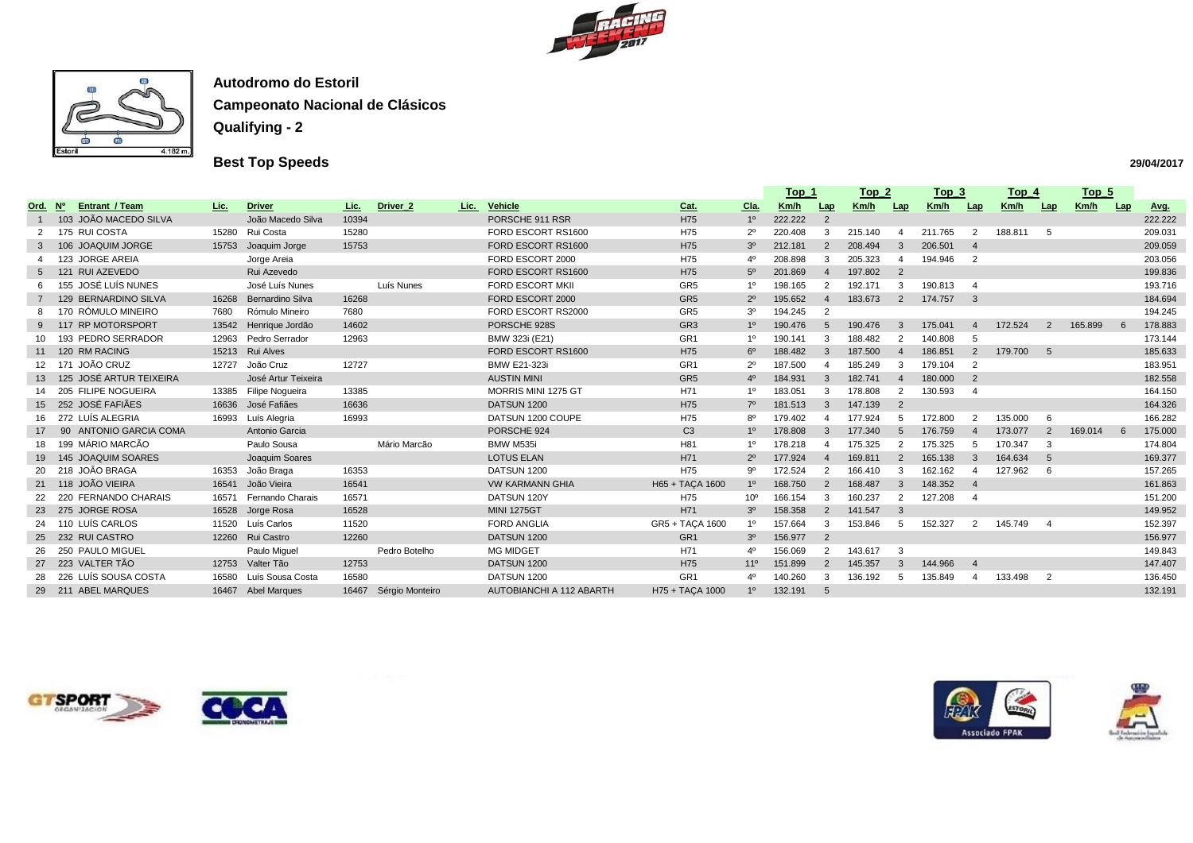**Autodromo do Estoril**

**Campeonato Nacional de Clásicos**

**Qualifying - 2**

**Best Top Speeds**

**29/04/2017**

| | | | | | | | | | | Top 1 | | Top 2 | | Top 3 | | Top 4 | | Top 5 | | |
|---|---|---|---|---|---|---|---|---|---|---|---|---|---|---|---|---|---|---|---|---|
| Ord. | Nº | Entrant / Team | Lic. | Driver | Lic. | Driver 2 | Lic. | Vehicle | Cat. | Cla. | Km/h | Lap | Km/h | Lap | Km/h | Lap | Km/h | Lap | Km/h | Lap | Avg. |
| 1 | 103 | JOÃO MACEDO SILVA | | João Macedo Silva | 10394 | | | PORSCHE 911 RSR | H75 | 1º | 222.222 | 2 | | | | | | | | | 222.222 |
| 2 | 175 | RUI COSTA | 15280 | Rui Costa | 15280 | | | FORD ESCORT RS1600 | H75 | 2º | 220.408 | 3 | 215.140 | 4 | 211.765 | 2 | 188.811 | 5 | | | 209.031 |
| 3 | 106 | JOAQUIM JORGE | 15753 | Joaquim Jorge | 15753 | | | FORD ESCORT RS1600 | H75 | 3º | 212.181 | 2 | 208.494 | 3 | 206.501 | 4 | | | | | 209.059 |
| 4 | 123 | JORGE AREIA | | Jorge Areia | | | | FORD ESCORT 2000 | H75 | 4º | 208.898 | 3 | 205.323 | 4 | 194.946 | 2 | | | | | 203.056 |
| 5 | 121 | RUI AZEVEDO | | Rui Azevedo | | | | FORD ESCORT RS1600 | H75 | 5º | 201.869 | 4 | 197.802 | 2 | | | | | | | 199.836 |
| 6 | 155 | JOSÉ LUÍS NUNES | | José Luís Nunes | | Luís Nunes | | FORD ESCORT MKII | GR5 | 1º | 198.165 | 2 | 192.171 | 3 | 190.813 | 4 | | | | | 193.716 |
| 7 | 129 | BERNARDINO SILVA | 16268 | Bernardino Silva | 16268 | | | FORD ESCORT 2000 | GR5 | 2º | 195.652 | 4 | 183.673 | 2 | 174.757 | 3 | | | | | 184.694 |
| 8 | 170 | RÓMULO MINEIRO | 7680 | Rómulo Mineiro | 7680 | | | FORD ESCORT RS2000 | GR5 | 3º | 194.245 | 2 | | | | | | | | | 194.245 |
| 9 | 117 | RP MOTORSPORT | 13542 | Henrique Jordão | 14602 | | | PORSCHE 928S | GR3 | 1º | 190.476 | 5 | 190.476 | 3 | 175.041 | 4 | 172.524 | 2 | 165.899 | 6 | 178.883 |
| 10 | 193 | PEDRO SERRADOR | 12963 | Pedro Serrador | 12963 | | | BMW 323i (E21) | GR1 | 1º | 190.141 | 3 | 188.482 | 2 | 140.808 | 5 | | | | | 173.144 |
| 11 | 120 | RM RACING | 15213 | Rui Alves | | | | FORD ESCORT RS1600 | H75 | 6º | 188.482 | 3 | 187.500 | 4 | 186.851 | 2 | 179.700 | 5 | | | 185.633 |
| 12 | 171 | JOÃO CRUZ | 12727 | João Cruz | 12727 | | | BMW E21-323i | GR1 | 2º | 187.500 | 4 | 185.249 | 3 | 179.104 | 2 | | | | | 183.951 |
| 13 | 125 | JOSÉ ARTUR TEIXEIRA | | José Artur Teixeira | | | | AUSTIN MINI | GR5 | 4º | 184.931 | 3 | 182.741 | 4 | 180.000 | 2 | | | | | 182.558 |
| 14 | 205 | FILIPE NOGUEIRA | 13385 | Filipe Nogueira | 13385 | | | MORRIS MINI 1275 GT | H71 | 1º | 183.051 | 3 | 178.808 | 2 | 130.593 | 4 | | | | | 164.150 |
| 15 | 252 | JOSÉ FAFIÃES | 16636 | José Fafiães | 16636 | | | DATSUN 1200 | H75 | 7º | 181.513 | 3 | 147.139 | 2 | | | | | | | 164.326 |
| 16 | 272 | LUÍS ALEGRIA | 16993 | Luís Alegria | 16993 | | | DATSUN 1200 COUPE | H75 | 8º | 179.402 | 4 | 177.924 | 5 | 172.800 | 2 | 135.000 | 6 | | | 166.282 |
| 17 | 90 | ANTONIO GARCIA COMA | | Antonio Garcia | | | | PORSCHE 924 | C3 | 1º | 178.808 | 3 | 177.340 | 5 | 176.759 | 4 | 173.077 | 2 | 169.014 | 6 | 175.000 |
| 18 | 199 | MÁRIO MARCÃO | | Paulo Sousa | | Mário Marcão | | BMW M535i | H81 | 1º | 178.218 | 4 | 175.325 | 2 | 175.325 | 5 | 170.347 | 3 | | | 174.804 |
| 19 | 145 | JOAQUIM SOARES | | Joaquim Soares | | | | LOTUS ELAN | H71 | 2º | 177.924 | 4 | 169.811 | 2 | 165.138 | 3 | 164.634 | 5 | | | 169.377 |
| 20 | 218 | JOÃO BRAGA | 16353 | João Braga | 16353 | | | DATSUN 1200 | H75 | 9º | 172.524 | 2 | 166.410 | 3 | 162.162 | 4 | 127.962 | 6 | | | 157.265 |
| 21 | 118 | JOÃO VIEIRA | 16541 | João Vieira | 16541 | | | VW KARMANN GHIA | H65 + TAÇA 1600 | 1º | 168.750 | 2 | 168.487 | 3 | 148.352 | 4 | | | | | 161.863 |
| 22 | 220 | FERNANDO CHARAIS | 16571 | Fernando Charais | 16571 | | | DATSUN 120Y | H75 | 10º | 166.154 | 3 | 160.237 | 2 | 127.208 | 4 | | | | | 151.200 |
| 23 | 275 | JORGE ROSA | 16528 | Jorge Rosa | 16528 | | | MINI 1275GT | H71 | 3º | 158.358 | 2 | 141.547 | 3 | | | | | | | 149.952 |
| 24 | 110 | LUÍS CARLOS | 11520 | Luís Carlos | 11520 | | | FORD ANGLIA | GR5 + TAÇA 1600 | 1º | 157.664 | 3 | 153.846 | 5 | 152.327 | 2 | 145.749 | 4 | | | 152.397 |
| 25 | 232 | RUI CASTRO | 12260 | Rui Castro | 12260 | | | DATSUN 1200 | GR1 | 3º | 156.977 | 2 | | | | | | | | | 156.977 |
| 26 | 250 | PAULO MIGUEL | | Paulo Miguel | | Pedro Botelho | | MG MIDGET | H71 | 4º | 156.069 | 2 | 143.617 | 3 | | | | | | | 149.843 |
| 27 | 223 | VALTER TÃO | 12753 | Valter Tão | 12753 | | | DATSUN 1200 | H75 | 11º | 151.899 | 2 | 145.357 | 3 | 144.966 | 4 | | | | | 147.407 |
| 28 | 226 | LUÍS SOUSA COSTA | 16580 | Luís Sousa Costa | 16580 | | | DATSUN 1200 | GR1 | 4º | 140.260 | 3 | 136.192 | 5 | 135.849 | 4 | 133.498 | 2 | | | 136.450 |
| 29 | 211 | ABEL MARQUES | 16467 | Abel Marques | 16467 | Sérgio Monteiro | | AUTOBIANCHI A 112 ABARTH | H75 + TAÇA 1000 | 1º | 132.191 | 5 | | | | | | | | | 132.191 |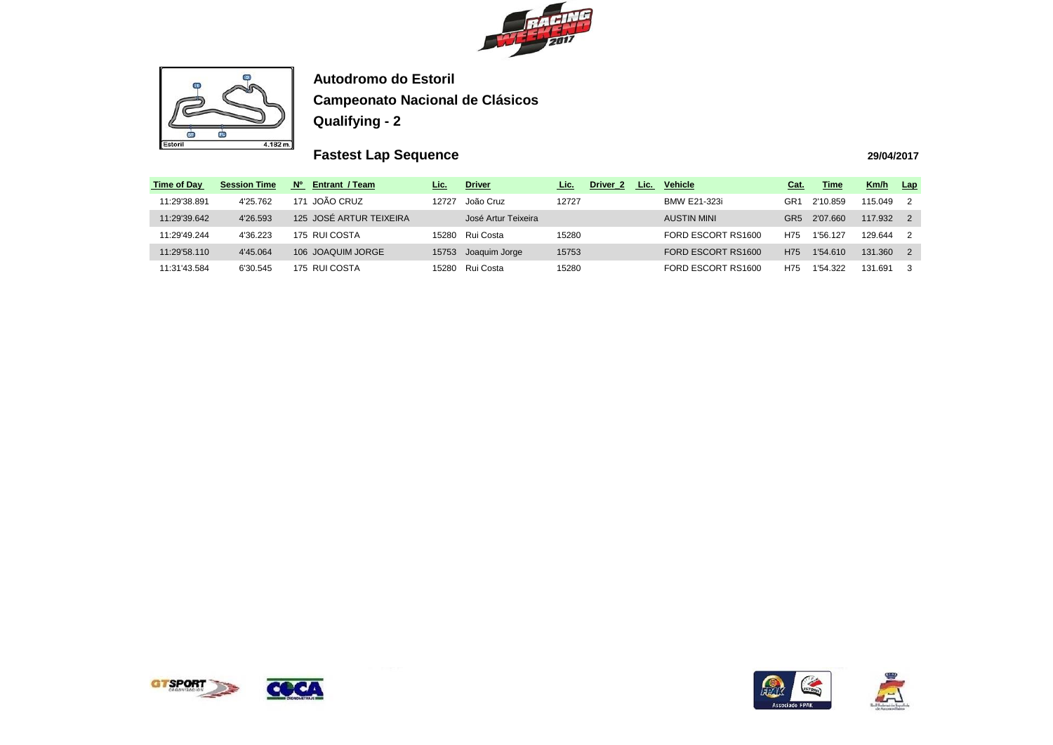**Autodromo do Estoril**

**Campeonato Nacional de Clásicos**

**Qualifying - 2**

## Fastest Lap Sequence

**29/04/2017**

| Time of Day | Session Time | Nº | Entrant / Team | Lic. | Driver | Lic. | Driver_2 | Lic. | Vehicle | Cat. | Time | Km/h | Lap |
|---|---|---|---|---|---|---|---|---|---|---|---|---|---|
| 11:29'38.891 | 4'25.762 | 171 | JOÃO CRUZ | 12727 | João Cruz | 12727 | | | BMW E21-323i | GR1 | 2'10.859 | 115.049 | 2 |
| 11:29'39.642 | 4'26.593 | 125 | JOSÉ ARTUR TEIXEIRA | | José Artur Teixeira | | | | AUSTIN MINI | GR5 | 2'07.660 | 117.932 | 2 |
| 11:29'49.244 | 4'36.223 | 175 | RUI COSTA | 15280 | Rui Costa | 15280 | | | FORD ESCORT RS1600 | H75 | 1'56.127 | 129.644 | 2 |
| 11:29'58.110 | 4'45.064 | 106 | JOAQUIM JORGE | 15753 | Joaquim Jorge | 15753 | | | FORD ESCORT RS1600 | H75 | 1'54.610 | 131.360 | 2 |
| 11:31'43.584 | 6'30.545 | 175 | RUI COSTA | 15280 | Rui Costa | 15280 | | | FORD ESCORT RS1600 | H75 | 1'54.322 | 131.691 | 3 |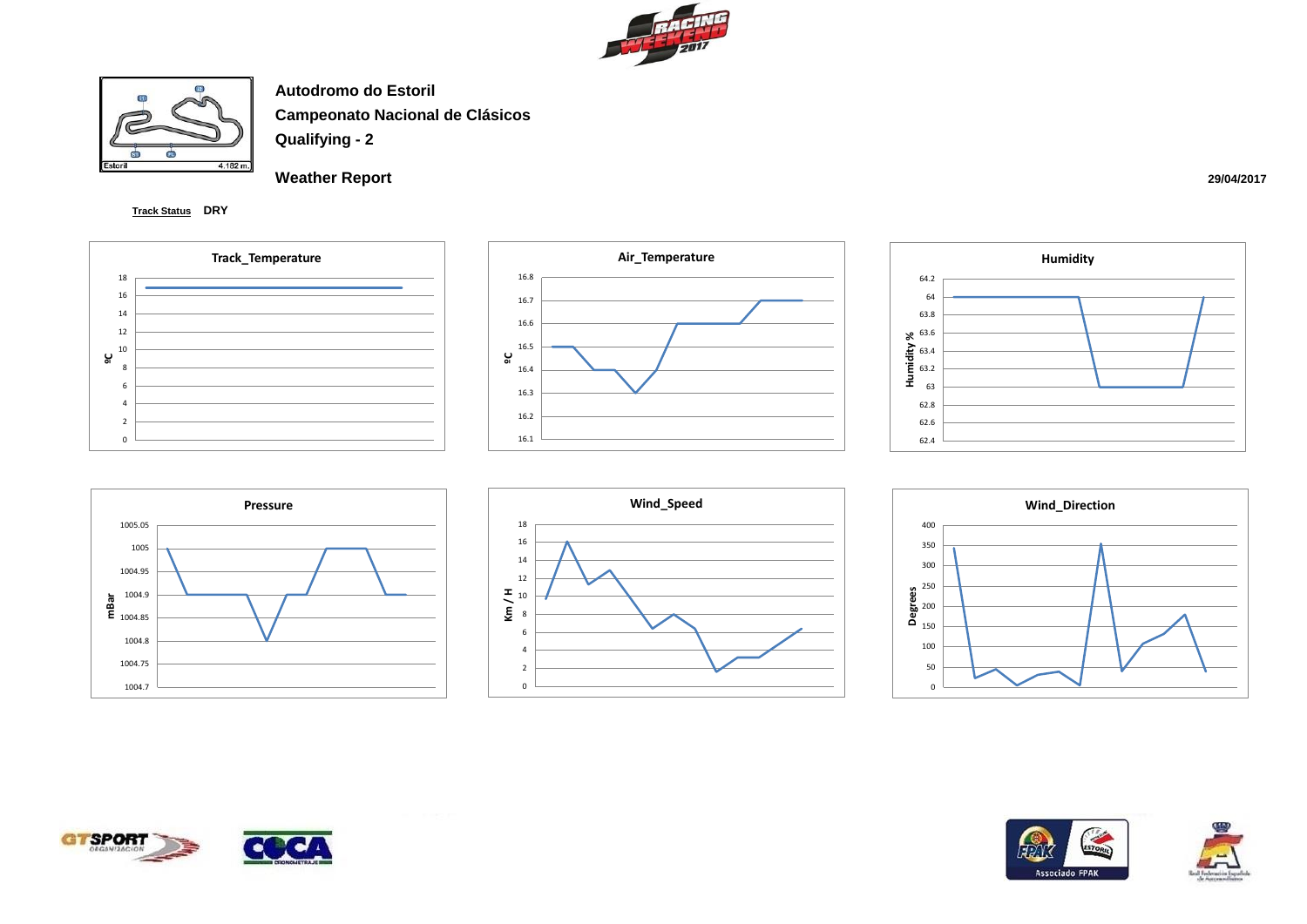Autodromo do Estoril

Campeonato Nacional de Clásicos

Qualifying - 2

**Weather Report**

29/04/2017

**Track Status** DRY

Track_Temperature

ºC

0 2 4 6 8 10 12 14 16 18

Air_Temperature

ºC

16.1 16.2 16.3 16.4 16.5 16.6 16.7 16.8

Humidity

Humidity %

62.4 62.6 62.8 63 63.2 63.4 63.6 63.8 64 64.2

Pressure

mBar

1004.7 1004.75 1004.8 1004.85 1004.9 1004.95 1005 1005.05

Wind_Speed

Km / H

0 2 4 6 8 10 12 14 16 18

Wind_Direction

Degrees

0 50 100 150 200 250 300 350 400